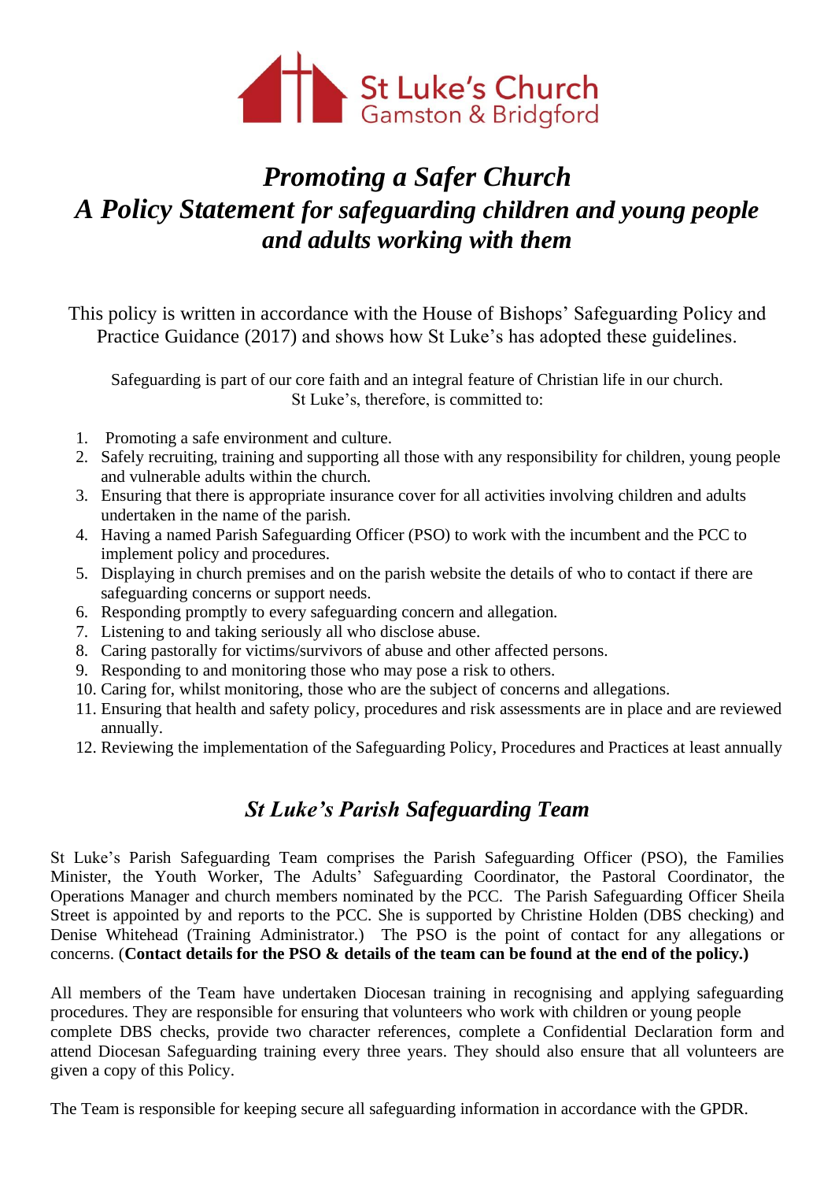St Luke's Church
Gamston & Bridgford

# *Promoting a Safer Church*
# *A Policy Statement for safeguarding children and young people and adults working with them*

This policy is written in accordance with the House of Bishops' Safeguarding Policy and Practice Guidance (2017) and shows how St Luke's has adopted these guidelines.

Safeguarding is part of our core faith and an integral feature of Christian life in our church. St Luke's, therefore, is committed to:

1. Promoting a safe environment and culture.
2. Safely recruiting, training and supporting all those with any responsibility for children, young people and vulnerable adults within the church.
3. Ensuring that there is appropriate insurance cover for all activities involving children and adults undertaken in the name of the parish.
4. Having a named Parish Safeguarding Officer (PSO) to work with the incumbent and the PCC to implement policy and procedures.
5. Displaying in church premises and on the parish website the details of who to contact if there are safeguarding concerns or support needs.
6. Responding promptly to every safeguarding concern and allegation.
7. Listening to and taking seriously all who disclose abuse.
8. Caring pastorally for victims/survivors of abuse and other affected persons.
9. Responding to and monitoring those who may pose a risk to others.
10. Caring for, whilst monitoring, those who are the subject of concerns and allegations.
11. Ensuring that health and safety policy, procedures and risk assessments are in place and are reviewed annually.
12. Reviewing the implementation of the Safeguarding Policy, Procedures and Practices at least annually

## *St Luke's Parish Safeguarding Team*

St Luke's Parish Safeguarding Team comprises the Parish Safeguarding Officer (PSO), the Families Minister, the Youth Worker, The Adults' Safeguarding Coordinator, the Pastoral Coordinator, the Operations Manager and church members nominated by the PCC. The Parish Safeguarding Officer Sheila Street is appointed by and reports to the PCC. She is supported by Christine Holden (DBS checking) and Denise Whitehead (Training Administrator.) The PSO is the point of contact for any allegations or concerns. (**Contact details for the PSO & details of the team can be found at the end of the policy.)**

All members of the Team have undertaken Diocesan training in recognising and applying safeguarding procedures. They are responsible for ensuring that volunteers who work with children or young people complete DBS checks, provide two character references, complete a Confidential Declaration form and attend Diocesan Safeguarding training every three years. They should also ensure that all volunteers are given a copy of this Policy.

The Team is responsible for keeping secure all safeguarding information in accordance with the GPDR.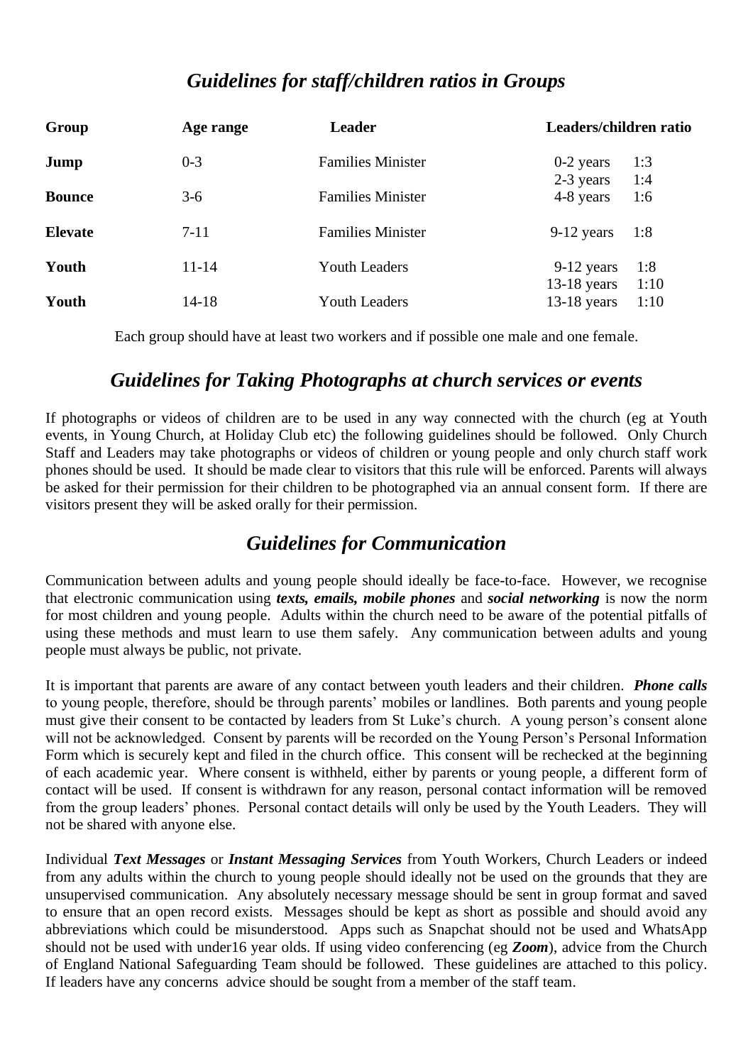## *Guidelines for staff/children ratios in Groups*

| Group | Age range | Leader | Leaders/children ratio | |
|---|---|---|---|---|
| **Jump** | 0-3 | Families Minister | 0-2 years | 1:3 |
| | | | 2-3 years | 1:4 |
| **Bounce** | 3-6 | Families Minister | 4-8 years | 1:6 |
| **Elevate** | 7-11 | Families Minister | 9-12 years | 1:8 |
| **Youth** | 11-14 | Youth Leaders | 9-12 years | 1:8 |
| | | | 13-18 years | 1:10 |
| **Youth** | 14-18 | Youth Leaders | 13-18 years | 1:10 |

Each group should have at least two workers and if possible one male and one female.

## *Guidelines for Taking Photographs at church services or events*

If photographs or videos of children are to be used in any way connected with the church (eg at Youth events, in Young Church, at Holiday Club etc) the following guidelines should be followed. Only Church Staff and Leaders may take photographs or videos of children or young people and only church staff work phones should be used. It should be made clear to visitors that this rule will be enforced. Parents will always be asked for their permission for their children to be photographed via an annual consent form. If there are visitors present they will be asked orally for their permission.

## *Guidelines for Communication*

Communication between adults and young people should ideally be face-to-face. However, we recognise that electronic communication using ***texts, emails, mobile phones*** and ***social networking*** is now the norm for most children and young people. Adults within the church need to be aware of the potential pitfalls of using these methods and must learn to use them safely. Any communication between adults and young people must always be public, not private.

It is important that parents are aware of any contact between youth leaders and their children. ***Phone calls*** to young people, therefore, should be through parents' mobiles or landlines. Both parents and young people must give their consent to be contacted by leaders from St Luke's church. A young person's consent alone will not be acknowledged. Consent by parents will be recorded on the Young Person's Personal Information Form which is securely kept and filed in the church office. This consent will be rechecked at the beginning of each academic year. Where consent is withheld, either by parents or young people, a different form of contact will be used. If consent is withdrawn for any reason, personal contact information will be removed from the group leaders' phones. Personal contact details will only be used by the Youth Leaders. They will not be shared with anyone else.

Individual ***Text Messages*** or ***Instant Messaging Services*** from Youth Workers, Church Leaders or indeed from any adults within the church to young people should ideally not be used on the grounds that they are unsupervised communication. Any absolutely necessary message should be sent in group format and saved to ensure that an open record exists. Messages should be kept as short as possible and should avoid any abbreviations which could be misunderstood. Apps such as Snapchat should not be used and WhatsApp should not be used with under16 year olds. If using video conferencing (eg ***Zoom***), advice from the Church of England National Safeguarding Team should be followed. These guidelines are attached to this policy. If leaders have any concerns advice should be sought from a member of the staff team.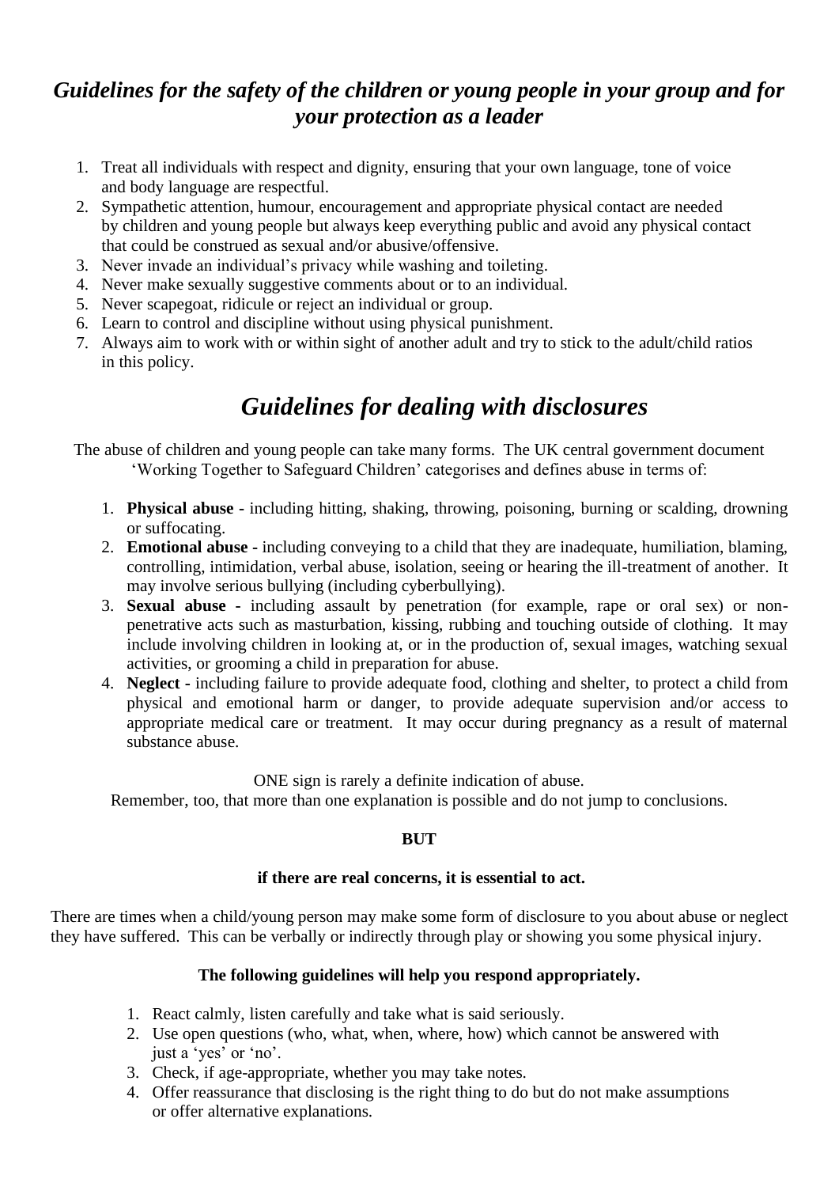## *Guidelines for the safety of the children or young people in your group and for your protection as a leader*

1. Treat all individuals with respect and dignity, ensuring that your own language, tone of voice and body language are respectful.
2. Sympathetic attention, humour, encouragement and appropriate physical contact are needed by children and young people but always keep everything public and avoid any physical contact that could be construed as sexual and/or abusive/offensive.
3. Never invade an individual's privacy while washing and toileting.
4. Never make sexually suggestive comments about or to an individual.
5. Never scapegoat, ridicule or reject an individual or group.
6. Learn to control and discipline without using physical punishment.
7. Always aim to work with or within sight of another adult and try to stick to the adult/child ratios in this policy.

## *Guidelines for dealing with disclosures*

The abuse of children and young people can take many forms. The UK central government document 'Working Together to Safeguard Children' categorises and defines abuse in terms of:

1. **Physical abuse -** including hitting, shaking, throwing, poisoning, burning or scalding, drowning or suffocating.
2. **Emotional abuse -** including conveying to a child that they are inadequate, humiliation, blaming, controlling, intimidation, verbal abuse, isolation, seeing or hearing the ill-treatment of another. It may involve serious bullying (including cyberbullying).
3. **Sexual abuse -** including assault by penetration (for example, rape or oral sex) or non-penetrative acts such as masturbation, kissing, rubbing and touching outside of clothing. It may include involving children in looking at, or in the production of, sexual images, watching sexual activities, or grooming a child in preparation for abuse.
4. **Neglect -** including failure to provide adequate food, clothing and shelter, to protect a child from physical and emotional harm or danger, to provide adequate supervision and/or access to appropriate medical care or treatment. It may occur during pregnancy as a result of maternal substance abuse.

ONE sign is rarely a definite indication of abuse.
Remember, too, that more than one explanation is possible and do not jump to conclusions.

**BUT**

**if there are real concerns, it is essential to act.**

There are times when a child/young person may make some form of disclosure to you about abuse or neglect they have suffered. This can be verbally or indirectly through play or showing you some physical injury.

**The following guidelines will help you respond appropriately.**

1. React calmly, listen carefully and take what is said seriously.
2. Use open questions (who, what, when, where, how) which cannot be answered with just a 'yes' or 'no'.
3. Check, if age-appropriate, whether you may take notes.
4. Offer reassurance that disclosing is the right thing to do but do not make assumptions or offer alternative explanations.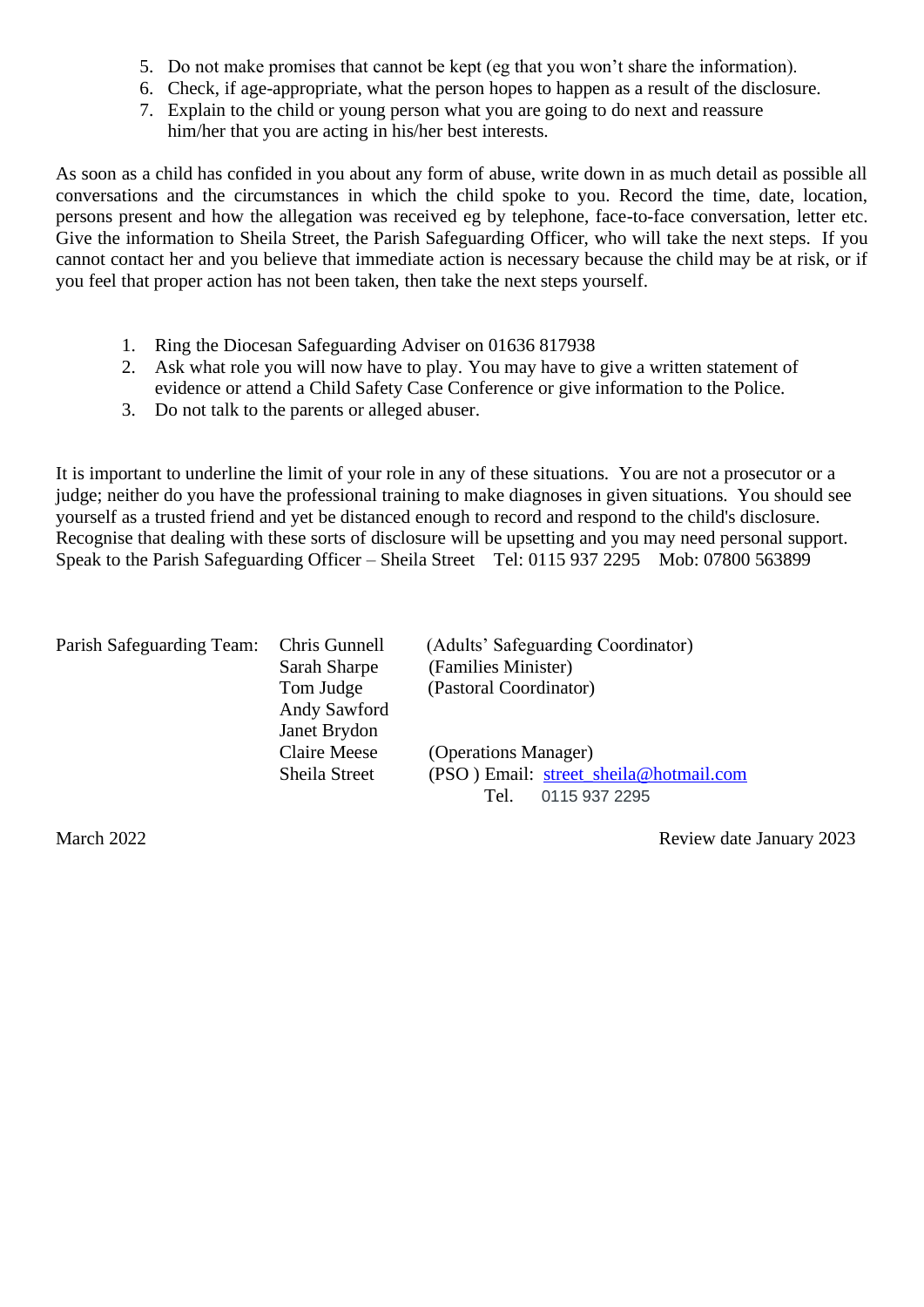5. Do not make promises that cannot be kept (eg that you won't share the information).
6. Check, if age-appropriate, what the person hopes to happen as a result of the disclosure.
7. Explain to the child or young person what you are going to do next and reassure him/her that you are acting in his/her best interests.

As soon as a child has confided in you about any form of abuse, write down in as much detail as possible all conversations and the circumstances in which the child spoke to you. Record the time, date, location, persons present and how the allegation was received eg by telephone, face-to-face conversation, letter etc. Give the information to Sheila Street, the Parish Safeguarding Officer, who will take the next steps. If you cannot contact her and you believe that immediate action is necessary because the child may be at risk, or if you feel that proper action has not been taken, then take the next steps yourself.

1. Ring the Diocesan Safeguarding Adviser on 01636 817938
2. Ask what role you will now have to play. You may have to give a written statement of evidence or attend a Child Safety Case Conference or give information to the Police.
3. Do not talk to the parents or alleged abuser.

It is important to underline the limit of your role in any of these situations. You are not a prosecutor or a judge; neither do you have the professional training to make diagnoses in given situations. You should see yourself as a trusted friend and yet be distanced enough to record and respond to the child's disclosure. Recognise that dealing with these sorts of disclosure will be upsetting and you may need personal support. Speak to the Parish Safeguarding Officer – Sheila Street Tel: 0115 937 2295 Mob: 07800 563899

| | | |
|---|---|---|
| Parish Safeguarding Team: | Chris Gunnell | (Adults' Safeguarding Coordinator) |
| | Sarah Sharpe | (Families Minister) |
| | Tom Judge | (Pastoral Coordinator) |
| | Andy Sawford | |
| | Janet Brydon | |
| | Claire Meese | (Operations Manager) |
| | Sheila Street | (PSO ) Email: street_sheila@hotmail.com Tel. 0115 937 2295 |

March 2022 Review date January 2023